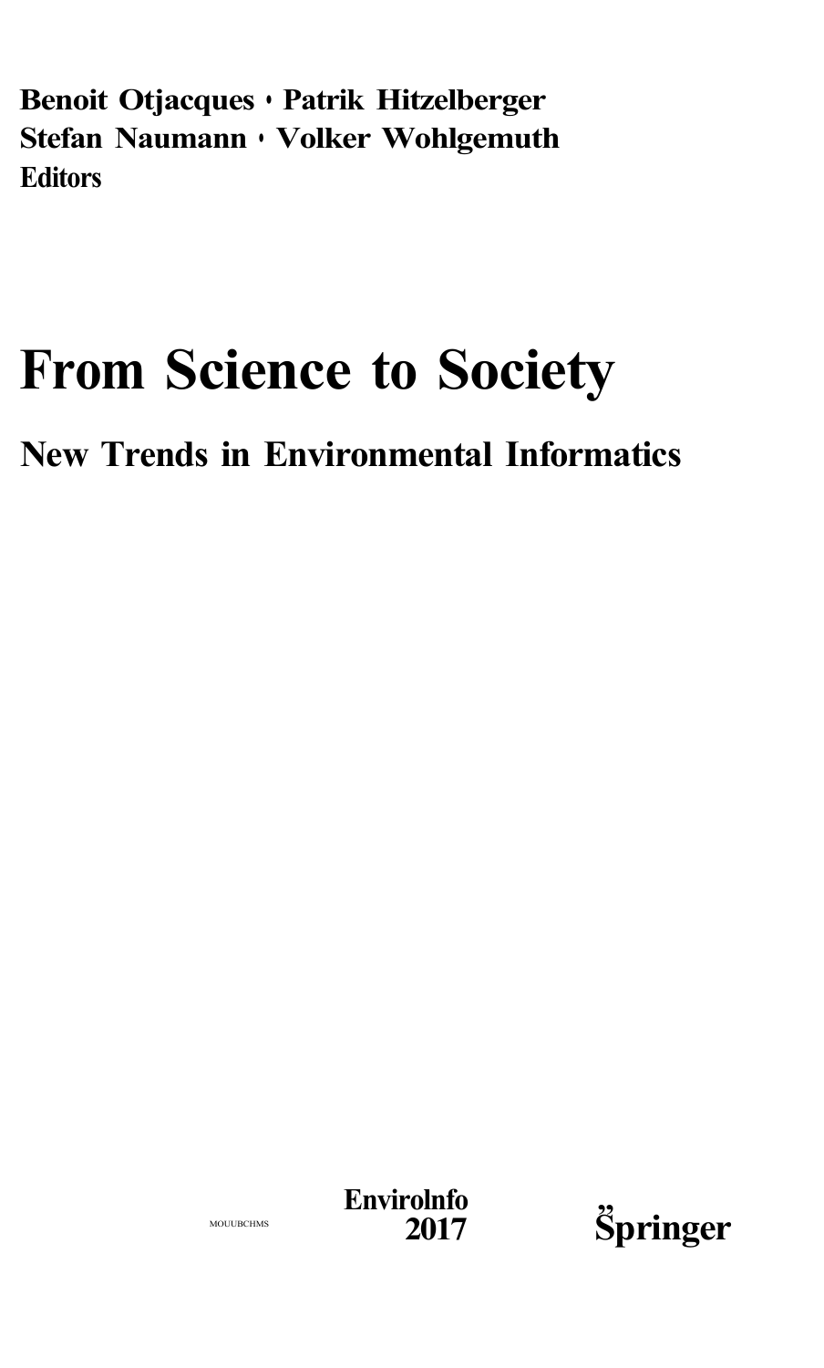**Benoit Otjacques • Patrik Hitzelberger**
**Stefan Naumann • Volker Wohlgemuth**
**Editors**

# From Science to Society

## New Trends in Environmental Informatics

MOUUBCHMS

**EnviroInfo 2017**

**Springer**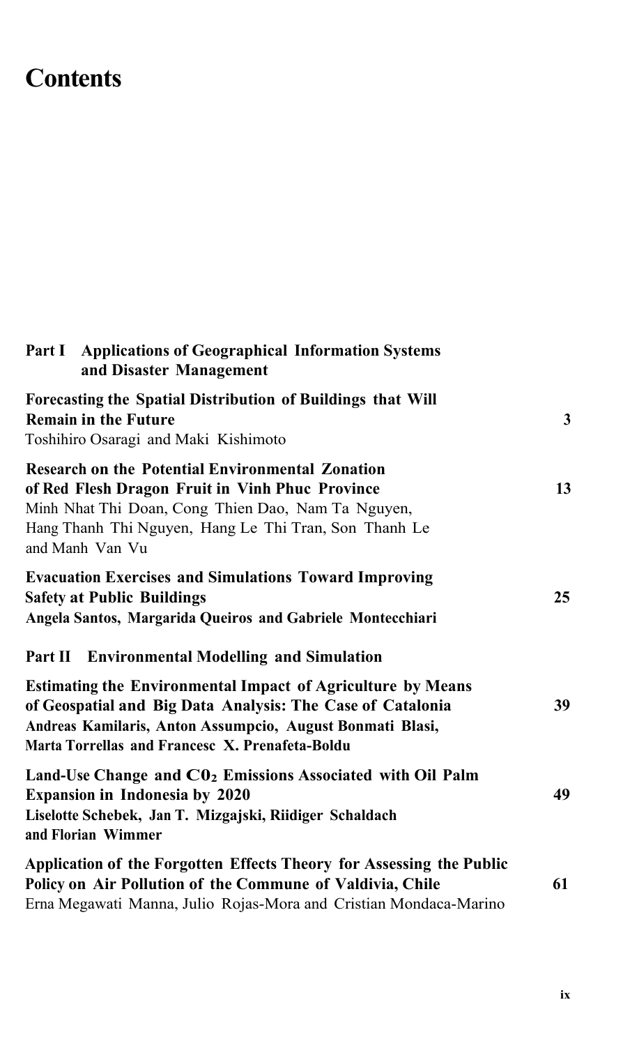# Contents

**Part I Applications of Geographical Information Systems and Disaster Management**

**Forecasting the Spatial Distribution of Buildings that Will Remain in the Future** **3**
Toshihiro Osaragi and Maki Kishimoto

**Research on the Potential Environmental Zonation of Red Flesh Dragon Fruit in Vinh Phuc Province** **13**
Minh Nhat Thi Doan, Cong Thien Dao, Nam Ta Nguyen, Hang Thanh Thi Nguyen, Hang Le Thi Tran, Son Thanh Le and Manh Van Vu

**Evacuation Exercises and Simulations Toward Improving Safety at Public Buildings** **25**
**Angela Santos, Margarida Queiros and Gabriele Montecchiari**

**Part II Environmental Modelling and Simulation**

**Estimating the Environmental Impact of Agriculture by Means of Geospatial and Big Data Analysis: The Case of Catalonia** **39**
**Andreas Kamilaris, Anton Assumpcio, August Bonmati Blasi, Marta Torrellas and Francesc X. Prenafeta-Boldu**

**Land-Use Change and $CO_2$ Emissions Associated with Oil Palm Expansion in Indonesia by 2020** **49**
**Liselotte Schebek, Jan T. Mizgajski, Riidiger Schaldach and Florian Wimmer**

**Application of the Forgotten Effects Theory for Assessing the Public Policy on Air Pollution of the Commune of Valdivia, Chile** **61**
Erna Megawati Manna, Julio Rojas-Mora and Cristian Mondaca-Marino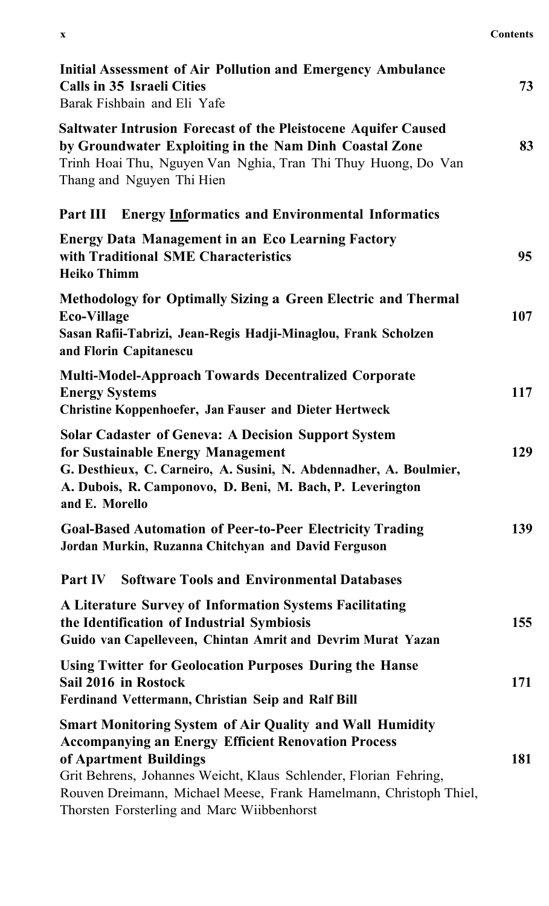**Initial Assessment of Air Pollution and Emergency Ambulance Calls in 35 Israeli Cities** 73
Barak Fishbain and Eli Yafe

**Saltwater Intrusion Forecast of the Pleistocene Aquifer Caused by Groundwater Exploiting in the Nam Dinh Coastal Zone** 83
Trinh Hoai Thu, Nguyen Van Nghia, Tran Thi Thuy Huong, Do Van Thang and Nguyen Thi Hien

## Part III Energy Informatics and Environmental Informatics

**Energy Data Management in an Eco Learning Factory with Traditional SME Characteristics** 95
**Heiko Thimm**

**Methodology for Optimally Sizing a Green Electric and Thermal Eco-Village** 107
**Sasan Rafii-Tabrizi, Jean-Regis Hadji-Minaglou, Frank Scholzen and Florin Capitanescu**

**Multi-Model-Approach Towards Decentralized Corporate Energy Systems** 117
**Christine Koppenhoefer, Jan Fauser and Dieter Hertweck**

**Solar Cadaster of Geneva: A Decision Support System for Sustainable Energy Management** 129
**G. Desthieux, C. Carneiro, A. Susini, N. Abdennadher, A. Boulmier, A. Dubois, R. Camponovo, D. Beni, M. Bach, P. Leverington and E. Morello**

**Goal-Based Automation of Peer-to-Peer Electricity Trading** 139
**Jordan Murkin, Ruzanna Chitchyan and David Ferguson**

## Part IV Software Tools and Environmental Databases

**A Literature Survey of Information Systems Facilitating the Identification of Industrial Symbiosis** 155
**Guido van Capelleveen, Chintan Amrit and Devrim Murat Yazan**

**Using Twitter for Geolocation Purposes During the Hanse Sail 2016 in Rostock** 171
**Ferdinand Vettermann, Christian Seip and Ralf Bill**

**Smart Monitoring System of Air Quality and Wall Humidity Accompanying an Energy Efficient Renovation Process of Apartment Buildings** 181
Grit Behrens, Johannes Weicht, Klaus Schlender, Florian Fehring, Rouven Dreimann, Michael Meese, Frank Hamelmann, Christoph Thiel, Thorsten Forsterling and Marc Wiibbenhorst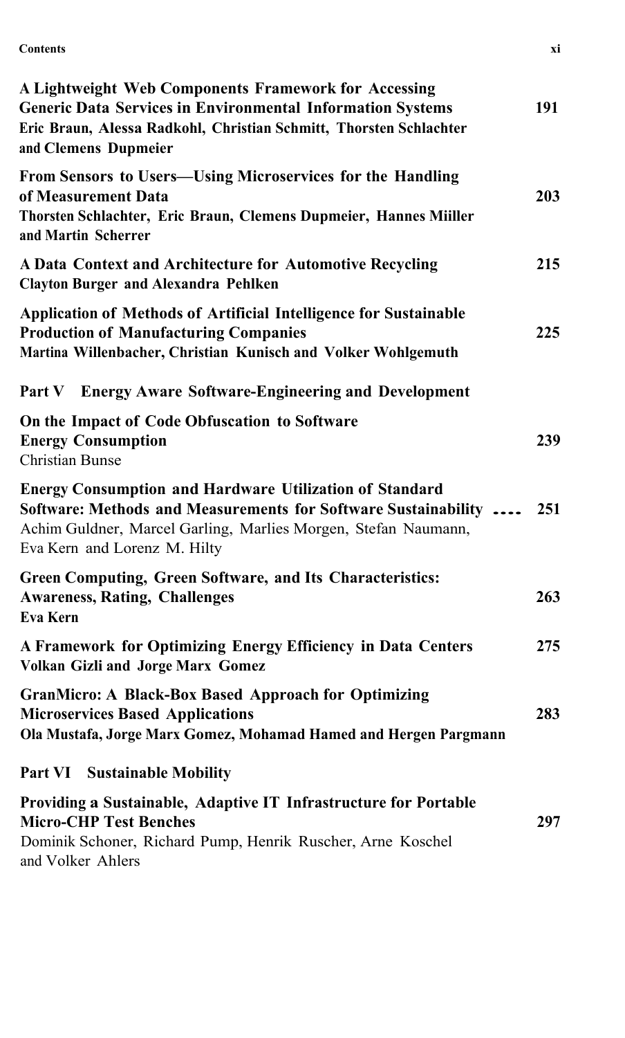**A Lightweight Web Components Framework for Accessing Generic Data Services in Environmental Information Systems** ... 191
Eric Braun, Alessa Radkohl, Christian Schmitt, Thorsten Schlachter and Clemens Dupmeier

**From Sensors to Users—Using Microservices for the Handling of Measurement Data** ... 203
Thorsten Schlachter, Eric Braun, Clemens Dupmeier, Hannes Miiller and Martin Scherrer

**A Data Context and Architecture for Automotive Recycling** ... 215
Clayton Burger and Alexandra Pehlken

**Application of Methods of Artificial Intelligence for Sustainable Production of Manufacturing Companies** ... 225
Martina Willenbacher, Christian Kunisch and Volker Wohlgemuth

## Part V Energy Aware Software-Engineering and Development

**On the Impact of Code Obfuscation to Software Energy Consumption** ... 239
Christian Bunse

**Energy Consumption and Hardware Utilization of Standard Software: Methods and Measurements for Software Sustainability** ... 251
Achim Guldner, Marcel Garling, Marlies Morgen, Stefan Naumann, Eva Kern and Lorenz M. Hilty

**Green Computing, Green Software, and Its Characteristics: Awareness, Rating, Challenges** ... 263
Eva Kern

**A Framework for Optimizing Energy Efficiency in Data Centers** ... 275
Volkan Gizli and Jorge Marx Gomez

**GranMicro: A Black-Box Based Approach for Optimizing Microservices Based Applications** ... 283
Ola Mustafa, Jorge Marx Gomez, Mohamad Hamed and Hergen Pargmann

## Part VI Sustainable Mobility

**Providing a Sustainable, Adaptive IT Infrastructure for Portable Micro-CHP Test Benches** ... 297
Dominik Schoner, Richard Pump, Henrik Ruscher, Arne Koschel and Volker Ahlers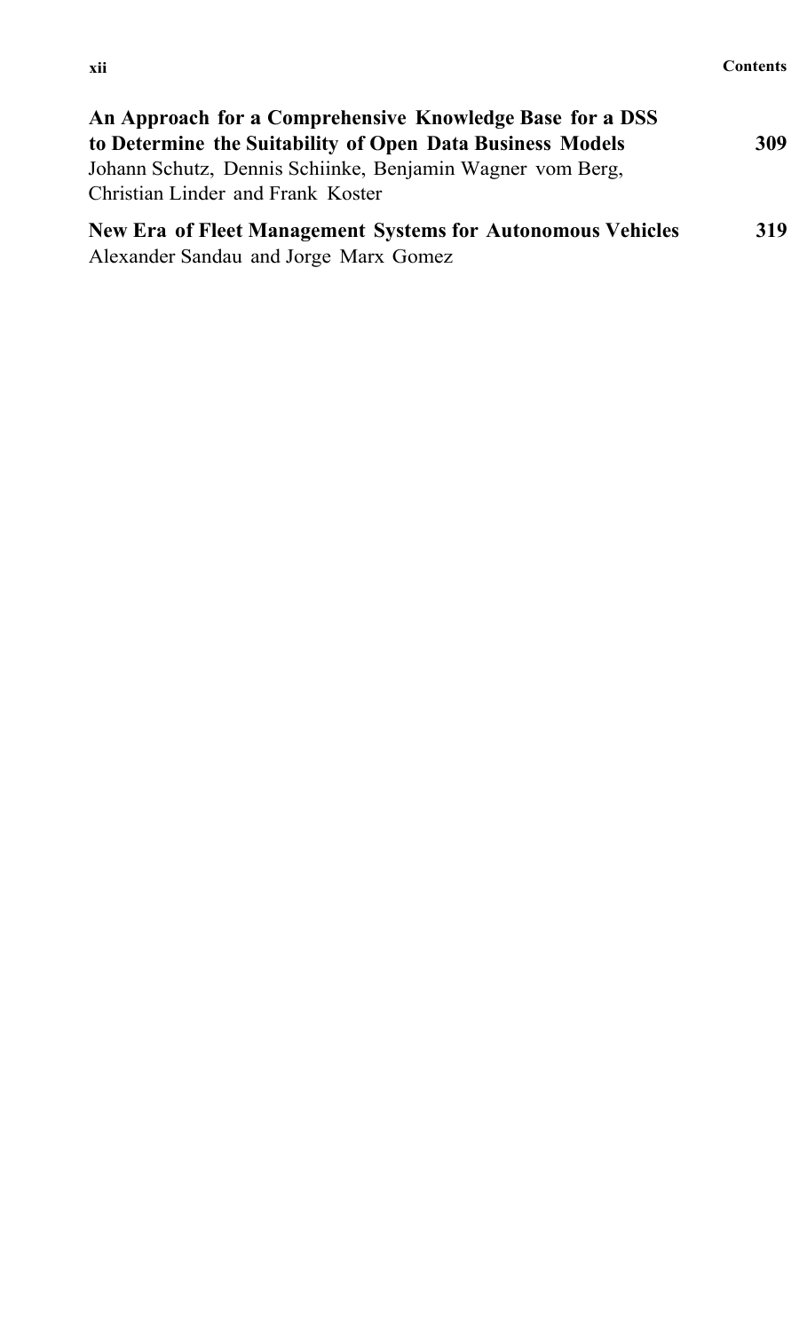**An Approach for a Comprehensive Knowledge Base for a DSS to Determine the Suitability of Open Data Business Models** 309
Johann Schutz, Dennis Schiinke, Benjamin Wagner vom Berg, Christian Linder and Frank Koster

**New Era of Fleet Management Systems for Autonomous Vehicles** 319
Alexander Sandau and Jorge Marx Gomez